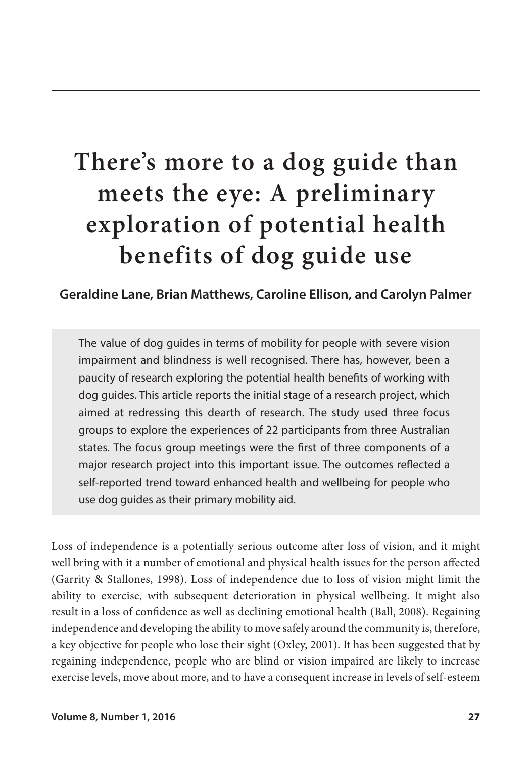# There's more to a dog guide than meets the eye: A preliminary exploration of potential health benefits of dog guide use

**Geraldine Lane, Brian Matthews, Caroline Ellison, and Carolyn Palmer**

> The value of dog guides in terms of mobility for people with severe vision impairment and blindness is well recognised. There has, however, been a paucity of research exploring the potential health benefits of working with dog guides. This article reports the initial stage of a research project, which aimed at redressing this dearth of research. The study used three focus groups to explore the experiences of 22 participants from three Australian states. The focus group meetings were the first of three components of a major research project into this important issue. The outcomes reflected a self-reported trend toward enhanced health and wellbeing for people who use dog guides as their primary mobility aid.

Loss of independence is a potentially serious outcome after loss of vision, and it might well bring with it a number of emotional and physical health issues for the person affected (Garrity & Stallones, 1998). Loss of independence due to loss of vision might limit the ability to exercise, with subsequent deterioration in physical wellbeing. It might also result in a loss of confidence as well as declining emotional health (Ball, 2008). Regaining independence and developing the ability to move safely around the community is, therefore, a key objective for people who lose their sight (Oxley, 2001). It has been suggested that by regaining independence, people who are blind or vision impaired are likely to increase exercise levels, move about more, and to have a consequent increase in levels of self-esteem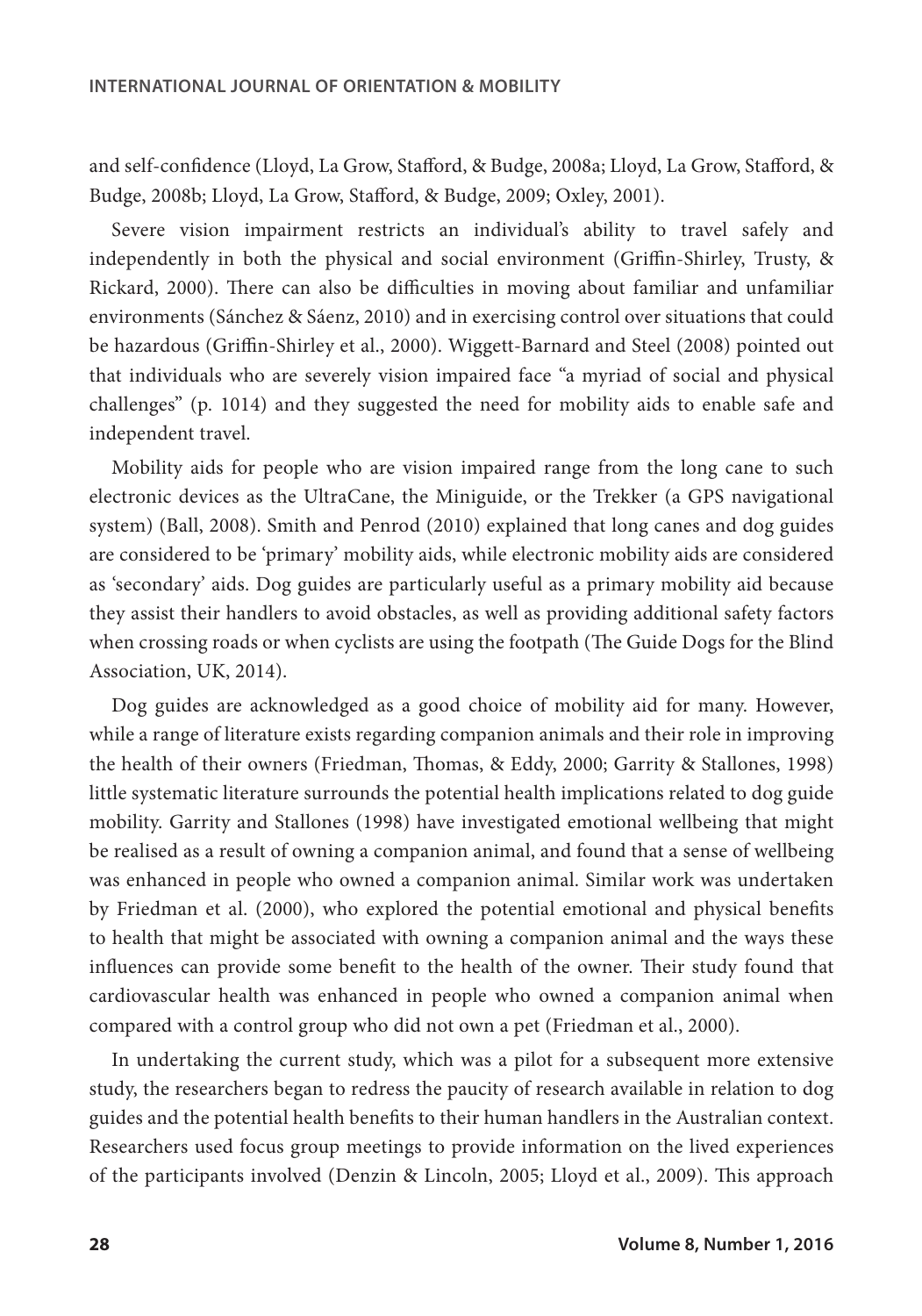and self-confidence (Lloyd, La Grow, Stafford, & Budge, 2008a; Lloyd, La Grow, Stafford, & Budge, 2008b; Lloyd, La Grow, Stafford, & Budge, 2009; Oxley, 2001).

Severe vision impairment restricts an individual's ability to travel safely and independently in both the physical and social environment (Griffin-Shirley, Trusty, & Rickard, 2000). There can also be difficulties in moving about familiar and unfamiliar environments (Sánchez & Sáenz, 2010) and in exercising control over situations that could be hazardous (Griffin-Shirley et al., 2000). Wiggett-Barnard and Steel (2008) pointed out that individuals who are severely vision impaired face "a myriad of social and physical challenges" (p. 1014) and they suggested the need for mobility aids to enable safe and independent travel.

Mobility aids for people who are vision impaired range from the long cane to such electronic devices as the UltraCane, the Miniguide, or the Trekker (a GPS navigational system) (Ball, 2008). Smith and Penrod (2010) explained that long canes and dog guides are considered to be 'primary' mobility aids, while electronic mobility aids are considered as 'secondary' aids. Dog guides are particularly useful as a primary mobility aid because they assist their handlers to avoid obstacles, as well as providing additional safety factors when crossing roads or when cyclists are using the footpath (The Guide Dogs for the Blind Association, UK, 2014).

Dog guides are acknowledged as a good choice of mobility aid for many. However, while a range of literature exists regarding companion animals and their role in improving the health of their owners (Friedman, Thomas, & Eddy, 2000; Garrity & Stallones, 1998) little systematic literature surrounds the potential health implications related to dog guide mobility. Garrity and Stallones (1998) have investigated emotional wellbeing that might be realised as a result of owning a companion animal, and found that a sense of wellbeing was enhanced in people who owned a companion animal. Similar work was undertaken by Friedman et al. (2000), who explored the potential emotional and physical benefits to health that might be associated with owning a companion animal and the ways these influences can provide some benefit to the health of the owner. Their study found that cardiovascular health was enhanced in people who owned a companion animal when compared with a control group who did not own a pet (Friedman et al., 2000).

In undertaking the current study, which was a pilot for a subsequent more extensive study, the researchers began to redress the paucity of research available in relation to dog guides and the potential health benefits to their human handlers in the Australian context. Researchers used focus group meetings to provide information on the lived experiences of the participants involved (Denzin & Lincoln, 2005; Lloyd et al., 2009). This approach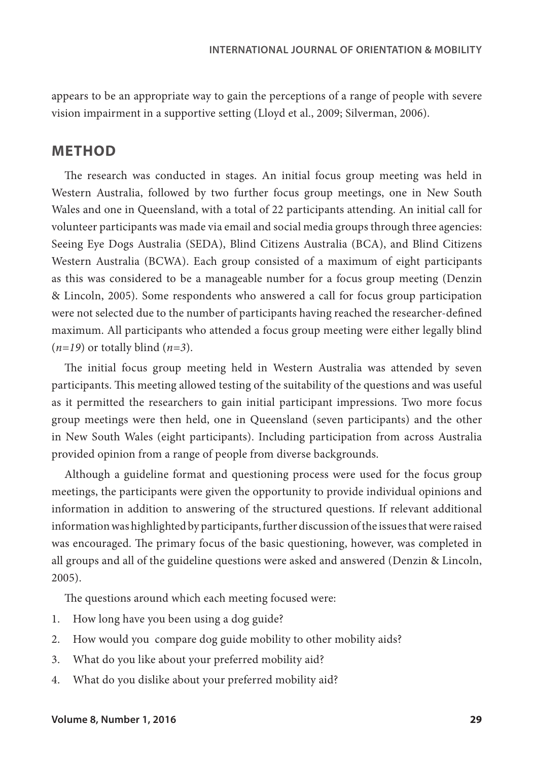appears to be an appropriate way to gain the perceptions of a range of people with severe vision impairment in a supportive setting (Lloyd et al., 2009; Silverman, 2006).

## METHOD

The research was conducted in stages. An initial focus group meeting was held in Western Australia, followed by two further focus group meetings, one in New South Wales and one in Queensland, with a total of 22 participants attending. An initial call for volunteer participants was made via email and social media groups through three agencies: Seeing Eye Dogs Australia (SEDA), Blind Citizens Australia (BCA), and Blind Citizens Western Australia (BCWA). Each group consisted of a maximum of eight participants as this was considered to be a manageable number for a focus group meeting (Denzin & Lincoln, 2005). Some respondents who answered a call for focus group participation were not selected due to the number of participants having reached the researcher-defined maximum. All participants who attended a focus group meeting were either legally blind (*n=19*) or totally blind (*n=3*).

The initial focus group meeting held in Western Australia was attended by seven participants. This meeting allowed testing of the suitability of the questions and was useful as it permitted the researchers to gain initial participant impressions. Two more focus group meetings were then held, one in Queensland (seven participants) and the other in New South Wales (eight participants). Including participation from across Australia provided opinion from a range of people from diverse backgrounds.

Although a guideline format and questioning process were used for the focus group meetings, the participants were given the opportunity to provide individual opinions and information in addition to answering of the structured questions. If relevant additional information was highlighted by participants, further discussion of the issues that were raised was encouraged. The primary focus of the basic questioning, however, was completed in all groups and all of the guideline questions were asked and answered (Denzin & Lincoln, 2005).

The questions around which each meeting focused were:

1. How long have you been using a dog guide?
2. How would you compare dog guide mobility to other mobility aids?
3. What do you like about your preferred mobility aid?
4. What do you dislike about your preferred mobility aid?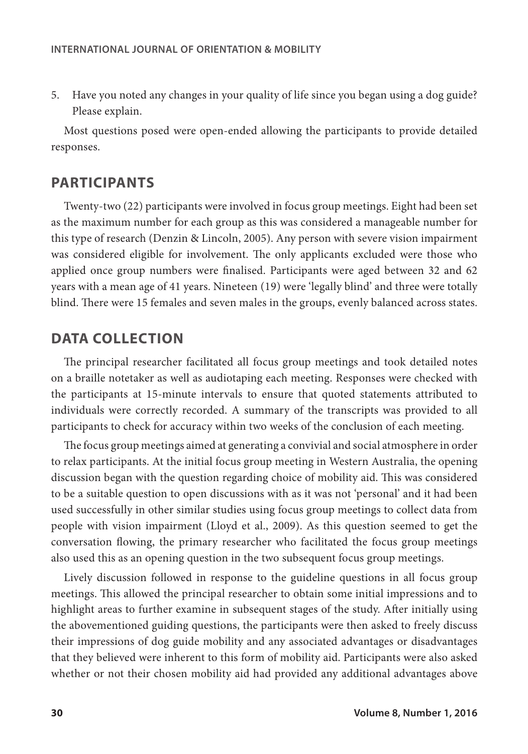5. Have you noted any changes in your quality of life since you began using a dog guide? Please explain.

Most questions posed were open-ended allowing the participants to provide detailed responses.

## PARTICIPANTS

Twenty-two (22) participants were involved in focus group meetings. Eight had been set as the maximum number for each group as this was considered a manageable number for this type of research (Denzin & Lincoln, 2005). Any person with severe vision impairment was considered eligible for involvement. The only applicants excluded were those who applied once group numbers were finalised. Participants were aged between 32 and 62 years with a mean age of 41 years. Nineteen (19) were 'legally blind' and three were totally blind. There were 15 females and seven males in the groups, evenly balanced across states.

## DATA COLLECTION

The principal researcher facilitated all focus group meetings and took detailed notes on a braille notetaker as well as audiotaping each meeting. Responses were checked with the participants at 15-minute intervals to ensure that quoted statements attributed to individuals were correctly recorded. A summary of the transcripts was provided to all participants to check for accuracy within two weeks of the conclusion of each meeting.

The focus group meetings aimed at generating a convivial and social atmosphere in order to relax participants. At the initial focus group meeting in Western Australia, the opening discussion began with the question regarding choice of mobility aid. This was considered to be a suitable question to open discussions with as it was not 'personal' and it had been used successfully in other similar studies using focus group meetings to collect data from people with vision impairment (Lloyd et al., 2009). As this question seemed to get the conversation flowing, the primary researcher who facilitated the focus group meetings also used this as an opening question in the two subsequent focus group meetings.

Lively discussion followed in response to the guideline questions in all focus group meetings. This allowed the principal researcher to obtain some initial impressions and to highlight areas to further examine in subsequent stages of the study. After initially using the abovementioned guiding questions, the participants were then asked to freely discuss their impressions of dog guide mobility and any associated advantages or disadvantages that they believed were inherent to this form of mobility aid. Participants were also asked whether or not their chosen mobility aid had provided any additional advantages above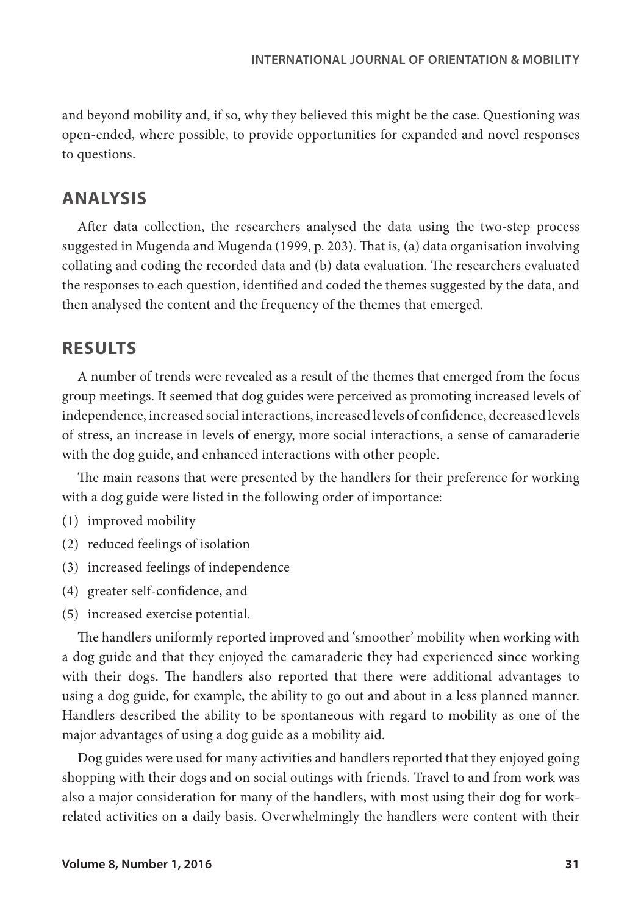and beyond mobility and, if so, why they believed this might be the case. Questioning was open-ended, where possible, to provide opportunities for expanded and novel responses to questions.

## ANALYSIS

After data collection, the researchers analysed the data using the two-step process suggested in Mugenda and Mugenda (1999, p. 203). That is, (a) data organisation involving collating and coding the recorded data and (b) data evaluation. The researchers evaluated the responses to each question, identified and coded the themes suggested by the data, and then analysed the content and the frequency of the themes that emerged.

## RESULTS

A number of trends were revealed as a result of the themes that emerged from the focus group meetings. It seemed that dog guides were perceived as promoting increased levels of independence, increased social interactions, increased levels of confidence, decreased levels of stress, an increase in levels of energy, more social interactions, a sense of camaraderie with the dog guide, and enhanced interactions with other people.

The main reasons that were presented by the handlers for their preference for working with a dog guide were listed in the following order of importance:

(1) improved mobility
(2) reduced feelings of isolation
(3) increased feelings of independence
(4) greater self-confidence, and
(5) increased exercise potential.

The handlers uniformly reported improved and 'smoother' mobility when working with a dog guide and that they enjoyed the camaraderie they had experienced since working with their dogs. The handlers also reported that there were additional advantages to using a dog guide, for example, the ability to go out and about in a less planned manner. Handlers described the ability to be spontaneous with regard to mobility as one of the major advantages of using a dog guide as a mobility aid.

Dog guides were used for many activities and handlers reported that they enjoyed going shopping with their dogs and on social outings with friends. Travel to and from work was also a major consideration for many of the handlers, with most using their dog for work-related activities on a daily basis. Overwhelmingly the handlers were content with their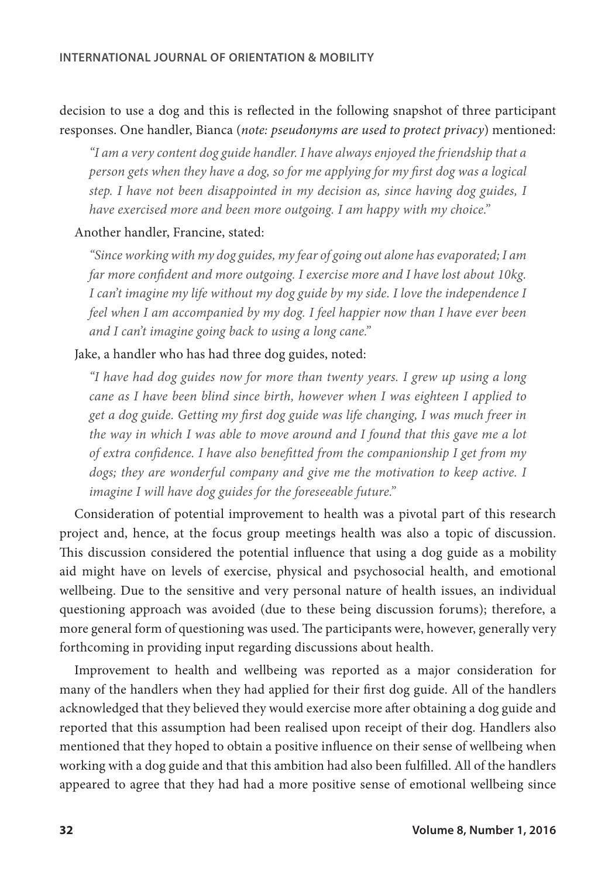decision to use a dog and this is reflected in the following snapshot of three participant responses. One handler, Bianca (*note: pseudonyms are used to protect privacy*) mentioned:

> *"I am a very content dog guide handler. I have always enjoyed the friendship that a person gets when they have a dog, so for me applying for my first dog was a logical step. I have not been disappointed in my decision as, since having dog guides, I have exercised more and been more outgoing. I am happy with my choice."*

Another handler, Francine, stated:

> *"Since working with my dog guides, my fear of going out alone has evaporated; I am far more confident and more outgoing. I exercise more and I have lost about 10kg. I can't imagine my life without my dog guide by my side. I love the independence I feel when I am accompanied by my dog. I feel happier now than I have ever been and I can't imagine going back to using a long cane."*

Jake, a handler who has had three dog guides, noted:

> *"I have had dog guides now for more than twenty years. I grew up using a long cane as I have been blind since birth, however when I was eighteen I applied to get a dog guide. Getting my first dog guide was life changing, I was much freer in the way in which I was able to move around and I found that this gave me a lot of extra confidence. I have also benefitted from the companionship I get from my dogs; they are wonderful company and give me the motivation to keep active. I imagine I will have dog guides for the foreseeable future."*

Consideration of potential improvement to health was a pivotal part of this research project and, hence, at the focus group meetings health was also a topic of discussion. This discussion considered the potential influence that using a dog guide as a mobility aid might have on levels of exercise, physical and psychosocial health, and emotional wellbeing. Due to the sensitive and very personal nature of health issues, an individual questioning approach was avoided (due to these being discussion forums); therefore, a more general form of questioning was used. The participants were, however, generally very forthcoming in providing input regarding discussions about health.

Improvement to health and wellbeing was reported as a major consideration for many of the handlers when they had applied for their first dog guide. All of the handlers acknowledged that they believed they would exercise more after obtaining a dog guide and reported that this assumption had been realised upon receipt of their dog. Handlers also mentioned that they hoped to obtain a positive influence on their sense of wellbeing when working with a dog guide and that this ambition had also been fulfilled. All of the handlers appeared to agree that they had had a more positive sense of emotional wellbeing since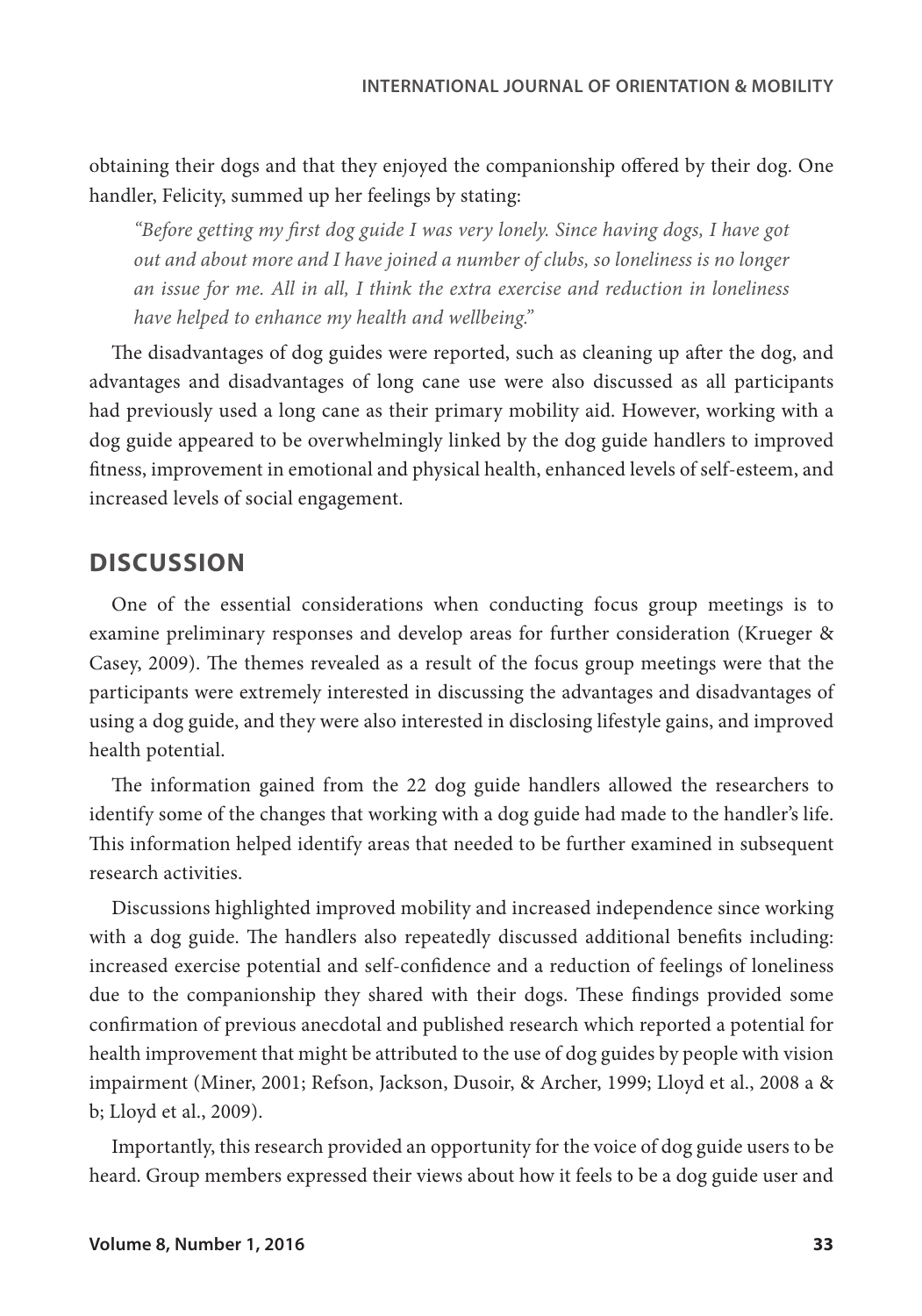obtaining their dogs and that they enjoyed the companionship offered by their dog. One handler, Felicity, summed up her feelings by stating:

> *"Before getting my first dog guide I was very lonely. Since having dogs, I have got out and about more and I have joined a number of clubs, so loneliness is no longer an issue for me. All in all, I think the extra exercise and reduction in loneliness have helped to enhance my health and wellbeing."*

The disadvantages of dog guides were reported, such as cleaning up after the dog, and advantages and disadvantages of long cane use were also discussed as all participants had previously used a long cane as their primary mobility aid. However, working with a dog guide appeared to be overwhelmingly linked by the dog guide handlers to improved fitness, improvement in emotional and physical health, enhanced levels of self-esteem, and increased levels of social engagement.

## DISCUSSION

One of the essential considerations when conducting focus group meetings is to examine preliminary responses and develop areas for further consideration (Krueger & Casey, 2009). The themes revealed as a result of the focus group meetings were that the participants were extremely interested in discussing the advantages and disadvantages of using a dog guide, and they were also interested in disclosing lifestyle gains, and improved health potential.

The information gained from the 22 dog guide handlers allowed the researchers to identify some of the changes that working with a dog guide had made to the handler's life. This information helped identify areas that needed to be further examined in subsequent research activities.

Discussions highlighted improved mobility and increased independence since working with a dog guide. The handlers also repeatedly discussed additional benefits including: increased exercise potential and self-confidence and a reduction of feelings of loneliness due to the companionship they shared with their dogs. These findings provided some confirmation of previous anecdotal and published research which reported a potential for health improvement that might be attributed to the use of dog guides by people with vision impairment (Miner, 2001; Refson, Jackson, Dusoir, & Archer, 1999; Lloyd et al., 2008 a & b; Lloyd et al., 2009).

Importantly, this research provided an opportunity for the voice of dog guide users to be heard. Group members expressed their views about how it feels to be a dog guide user and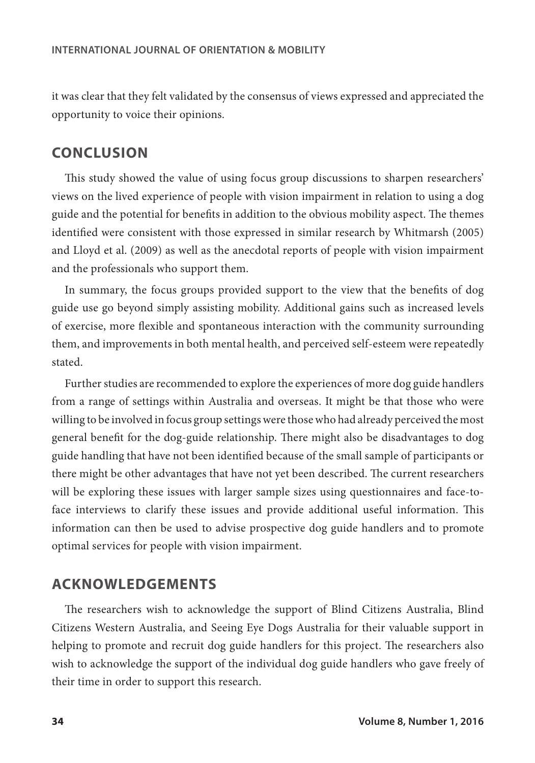it was clear that they felt validated by the consensus of views expressed and appreciated the opportunity to voice their opinions.

## CONCLUSION

This study showed the value of using focus group discussions to sharpen researchers' views on the lived experience of people with vision impairment in relation to using a dog guide and the potential for benefits in addition to the obvious mobility aspect. The themes identified were consistent with those expressed in similar research by Whitmarsh (2005) and Lloyd et al. (2009) as well as the anecdotal reports of people with vision impairment and the professionals who support them.

In summary, the focus groups provided support to the view that the benefits of dog guide use go beyond simply assisting mobility. Additional gains such as increased levels of exercise, more flexible and spontaneous interaction with the community surrounding them, and improvements in both mental health, and perceived self-esteem were repeatedly stated.

Further studies are recommended to explore the experiences of more dog guide handlers from a range of settings within Australia and overseas. It might be that those who were willing to be involved in focus group settings were those who had already perceived the most general benefit for the dog-guide relationship. There might also be disadvantages to dog guide handling that have not been identified because of the small sample of participants or there might be other advantages that have not yet been described. The current researchers will be exploring these issues with larger sample sizes using questionnaires and face-to-face interviews to clarify these issues and provide additional useful information. This information can then be used to advise prospective dog guide handlers and to promote optimal services for people with vision impairment.

## ACKNOWLEDGEMENTS

The researchers wish to acknowledge the support of Blind Citizens Australia, Blind Citizens Western Australia, and Seeing Eye Dogs Australia for their valuable support in helping to promote and recruit dog guide handlers for this project. The researchers also wish to acknowledge the support of the individual dog guide handlers who gave freely of their time in order to support this research.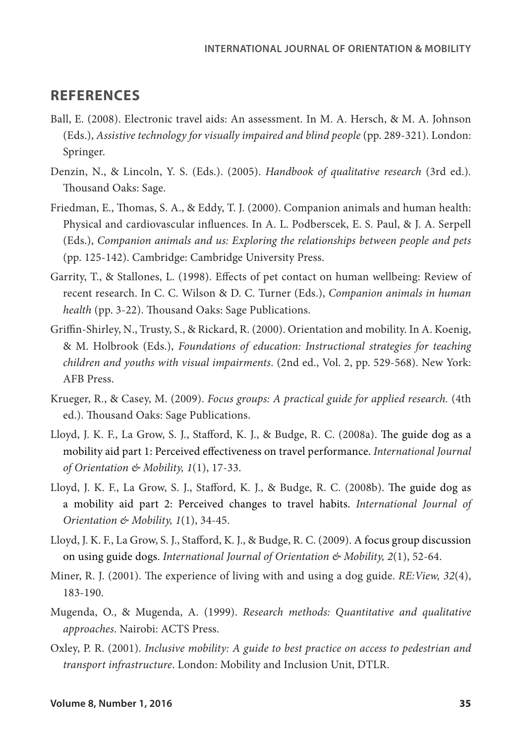## REFERENCES

Ball, E. (2008). Electronic travel aids: An assessment. In M. A. Hersch, & M. A. Johnson (Eds.), *Assistive technology for visually impaired and blind people* (pp. 289-321). London: Springer.

Denzin, N., & Lincoln, Y. S. (Eds.). (2005). *Handbook of qualitative research* (3rd ed.). Thousand Oaks: Sage.

Friedman, E., Thomas, S. A., & Eddy, T. J. (2000). Companion animals and human health: Physical and cardiovascular influences. In A. L. Podberscek, E. S. Paul, & J. A. Serpell (Eds.), *Companion animals and us: Exploring the relationships between people and pets* (pp. 125-142). Cambridge: Cambridge University Press.

Garrity, T., & Stallones, L. (1998). Effects of pet contact on human wellbeing: Review of recent research. In C. C. Wilson & D. C. Turner (Eds.), *Companion animals in human health* (pp. 3-22). Thousand Oaks: Sage Publications.

Griffin-Shirley, N., Trusty, S., & Rickard, R. (2000). Orientation and mobility. In A. Koenig, & M. Holbrook (Eds.), *Foundations of education: Instructional strategies for teaching children and youths with visual impairments*. (2nd ed., Vol. 2, pp. 529-568). New York: AFB Press.

Krueger, R., & Casey, M. (2009). *Focus groups: A practical guide for applied research.* (4th ed.). Thousand Oaks: Sage Publications.

Lloyd, J. K. F., La Grow, S. J., Stafford, K. J., & Budge, R. C. (2008a). The guide dog as a mobility aid part 1: Perceived effectiveness on travel performance. *International Journal of Orientation & Mobility, 1*(1), 17-33.

Lloyd, J. K. F., La Grow, S. J., Stafford, K. J., & Budge, R. C. (2008b). The guide dog as a mobility aid part 2: Perceived changes to travel habits. *International Journal of Orientation & Mobility, 1*(1), 34-45.

Lloyd, J. K. F., La Grow, S. J., Stafford, K. J., & Budge, R. C. (2009). A focus group discussion on using guide dogs. *International Journal of Orientation & Mobility, 2*(1), 52-64.

Miner, R. J. (2001). The experience of living with and using a dog guide. *RE:View, 32*(4), 183-190.

Mugenda, O., & Mugenda, A. (1999). *Research methods: Quantitative and qualitative approaches*. Nairobi: ACTS Press.

Oxley, P. R. (2001). *Inclusive mobility: A guide to best practice on access to pedestrian and transport infrastructure*. London: Mobility and Inclusion Unit, DTLR.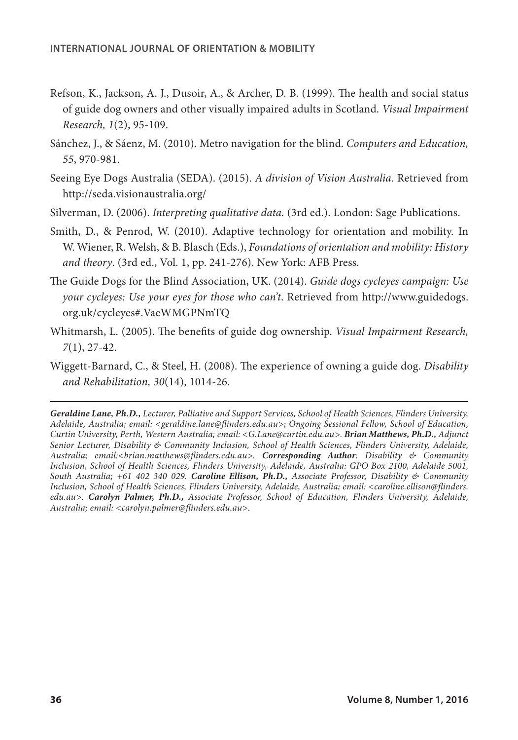Refson, K., Jackson, A. J., Dusoir, A., & Archer, D. B. (1999). The health and social status of guide dog owners and other visually impaired adults in Scotland. *Visual Impairment Research, 1*(2), 95-109.

Sánchez, J., & Sáenz, M. (2010). Metro navigation for the blind. *Computers and Education, 55*, 970-981.

Seeing Eye Dogs Australia (SEDA). (2015). *A division of Vision Australia.* Retrieved from http://seda.visionaustralia.org/

Silverman, D. (2006). *Interpreting qualitative data.* (3rd ed.). London: Sage Publications.

Smith, D., & Penrod, W. (2010). Adaptive technology for orientation and mobility. In W. Wiener, R. Welsh, & B. Blasch (Eds.), *Foundations of orientation and mobility: History and theory*. (3rd ed., Vol. 1, pp. 241-276). New York: AFB Press.

The Guide Dogs for the Blind Association, UK. (2014). *Guide dogs cycleyes campaign: Use your cycleyes: Use your eyes for those who can't*. Retrieved from http://www.guidedogs.org.uk/cycleyes#.VaeWMGPNmTQ

Whitmarsh, L. (2005). The benefits of guide dog ownership. *Visual Impairment Research, 7*(1), 27-42.

Wiggett-Barnard, C., & Steel, H. (2008). The experience of owning a guide dog. *Disability and Rehabilitation, 30*(14), 1014-26.

---

***Geraldine Lane, Ph.D.,*** *Lecturer, Palliative and Support Services, School of Health Sciences, Flinders University, Adelaide, Australia; email: <geraldine.lane@flinders.edu.au>; Ongoing Sessional Fellow, School of Education, Curtin University, Perth, Western Australia; email: <G.Lane@curtin.edu.au>.* ***Brian Matthews, Ph.D.,*** *Adjunct Senior Lecturer, Disability & Community Inclusion, School of Health Sciences, Flinders University, Adelaide, Australia; email:<brian.matthews@flinders.edu.au>.* ***Corresponding Author****: Disability & Community Inclusion, School of Health Sciences, Flinders University, Adelaide, Australia: GPO Box 2100, Adelaide 5001, South Australia; +61 402 340 029.* ***Caroline Ellison, Ph.D.,*** *Associate Professor, Disability & Community Inclusion, School of Health Sciences, Flinders University, Adelaide, Australia; email: <caroline.ellison@flinders.edu.au>.* ***Carolyn Palmer, Ph.D.,*** *Associate Professor, School of Education, Flinders University, Adelaide, Australia; email: <carolyn.palmer@flinders.edu.au>.*